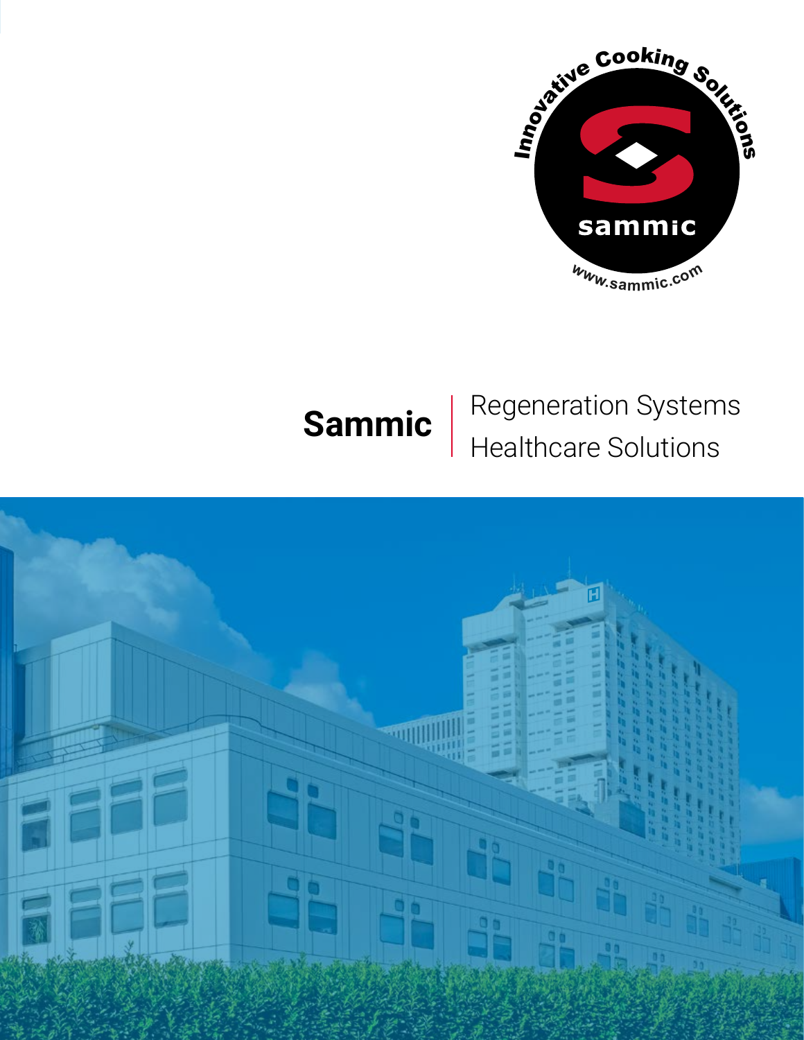Innovative Cooking Solutions

sammic

www.sammic.com

# Sammic

Regeneration Systems
Healthcare Solutions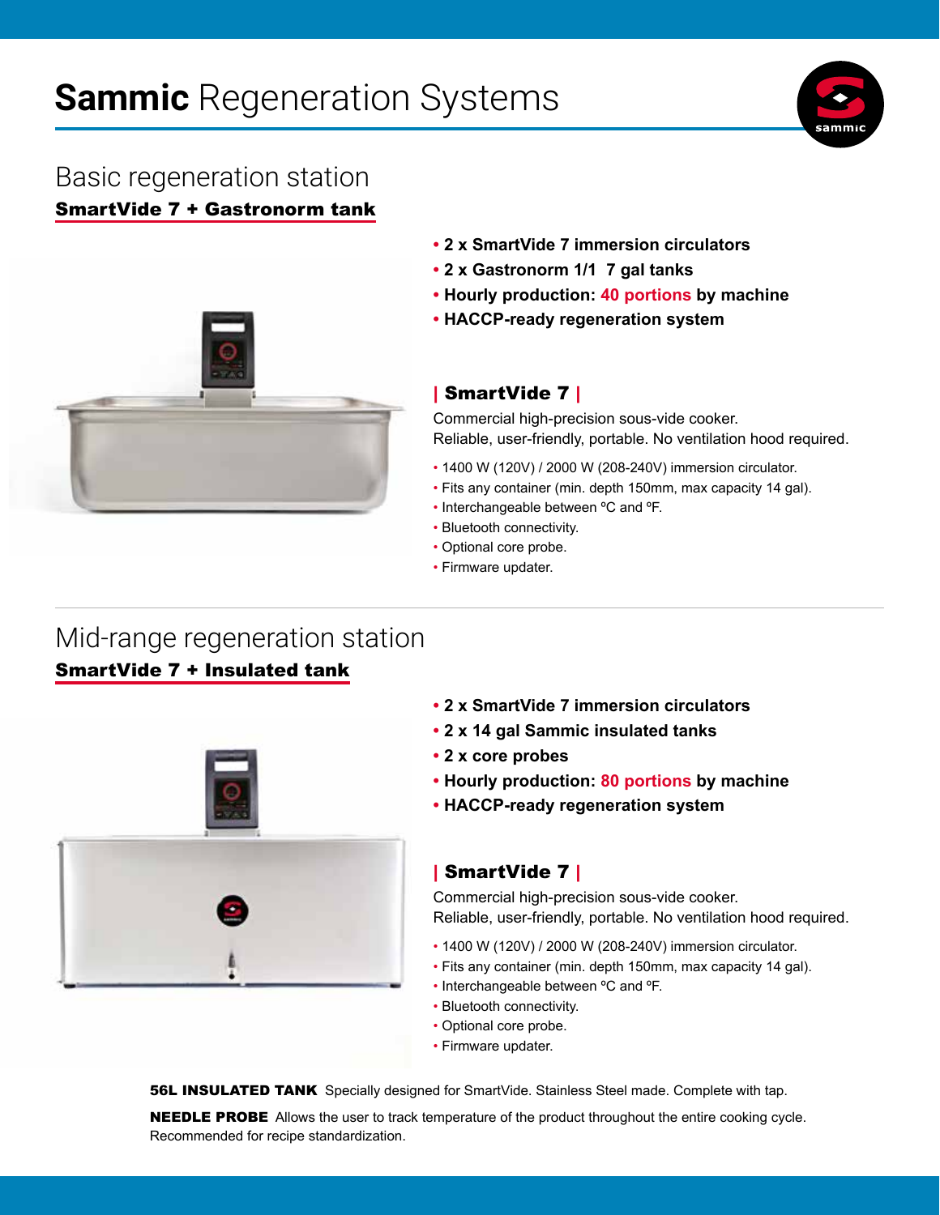# **Sammic** Regeneration Systems

## Basic regeneration station

**SmartVide 7 + Gastronorm tank**

- **2 x SmartVide 7 immersion circulators**
- **2 x Gastronorm 1/1 7 gal tanks**
- **Hourly production: 40 portions by machine**
- **HACCP-ready regeneration system**

### | SmartVide 7 |

Commercial high-precision sous-vide cooker.
Reliable, user-friendly, portable. No ventilation hood required.

- 1400 W (120V) / 2000 W (208-240V) immersion circulator.
- Fits any container (min. depth 150mm, max capacity 14 gal).
- Interchangeable between ºC and ºF.
- Bluetooth connectivity.
- Optional core probe.
- Firmware updater.

## Mid-range regeneration station

**SmartVide 7 + Insulated tank**

- **2 x SmartVide 7 immersion circulators**
- **2 x 14 gal Sammic insulated tanks**
- **2 x core probes**
- **Hourly production: 80 portions by machine**
- **HACCP-ready regeneration system**

### | SmartVide 7 |

Commercial high-precision sous-vide cooker.
Reliable, user-friendly, portable. No ventilation hood required.

- 1400 W (120V) / 2000 W (208-240V) immersion circulator.
- Fits any container (min. depth 150mm, max capacity 14 gal).
- Interchangeable between ºC and ºF.
- Bluetooth connectivity.
- Optional core probe.
- Firmware updater.

**56L INSULATED TANK** Specially designed for SmartVide. Stainless Steel made. Complete with tap.

**NEEDLE PROBE** Allows the user to track temperature of the product throughout the entire cooking cycle. Recommended for recipe standardization.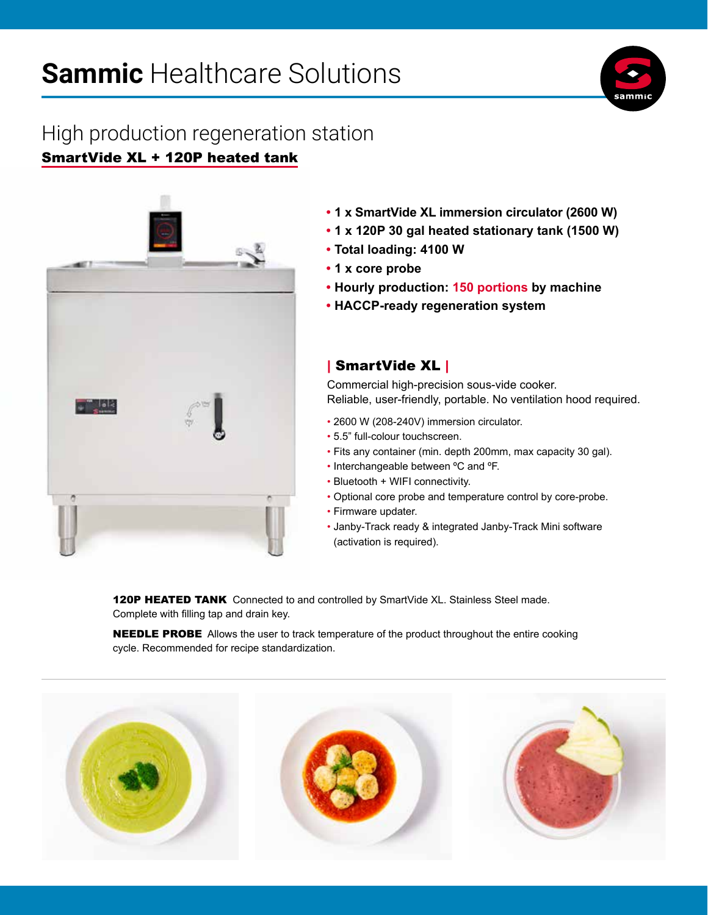# **Sammic** Healthcare Solutions

## High production regeneration station

### SmartVide XL + 120P heated tank

- **1 x SmartVide XL immersion circulator (2600 W)**
- **1 x 120P 30 gal heated stationary tank (1500 W)**
- **Total loading: 4100 W**
- **1 x core probe**
- **Hourly production: 150 portions by machine**
- **HACCP-ready regeneration system**

### | SmartVide XL |

Commercial high-precision sous-vide cooker.
Reliable, user-friendly, portable. No ventilation hood required.

- 2600 W (208-240V) immersion circulator.
- 5.5" full-colour touchscreen.
- Fits any container (min. depth 200mm, max capacity 30 gal).
- Interchangeable between ºC and ºF.
- Bluetooth + WIFI connectivity.
- Optional core probe and temperature control by core-probe.
- Firmware updater.
- Janby-Track ready & integrated Janby-Track Mini software (activation is required).

**120P HEATED TANK** Connected to and controlled by SmartVide XL. Stainless Steel made. Complete with filling tap and drain key.

**NEEDLE PROBE** Allows the user to track temperature of the product throughout the entire cooking cycle. Recommended for recipe standardization.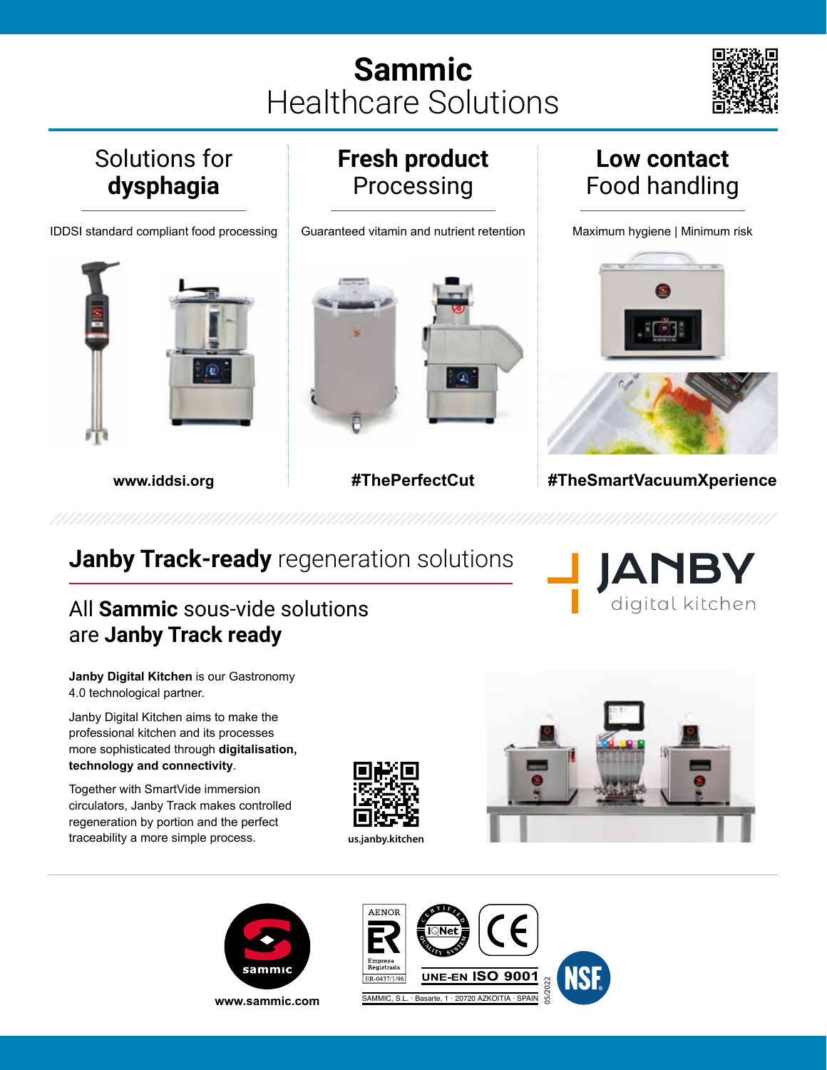# **Sammic** Healthcare Solutions

## Solutions for **dysphagia**

IDDSI standard compliant food processing

**www.iddsi.org**

## **Fresh product** Processing

Guaranteed vitamin and nutrient retention

**#ThePerfectCut**

## **Low contact** Food handling

Maximum hygiene | Minimum risk

**#TheSmartVacuumXperience**

## **Janby Track-ready** regeneration solutions

JANBY digital kitchen

### All **Sammic** sous-vide solutions are **Janby Track ready**

**Janby Digital Kitchen** is our Gastronomy 4.0 technological partner.

Janby Digital Kitchen aims to make the professional kitchen and its processes more sophisticated through **digitalisation, technology and connectivity**.

Together with SmartVide immersion circulators, Janby Track makes controlled regeneration by portion and the perfect traceability a more simple process.

us.janby.kitchen

sammic

**www.sammic.com**

AENOR Empresa Registrada ER-0437/1/96

IQNet CERTIFIED QUALITY SYSTEM

CE

UNE-EN ISO 9001

NSF

SAMMIC, S.L. · Basarte, 1 · 20720 AZKOITIA · SPAIN

05/2022